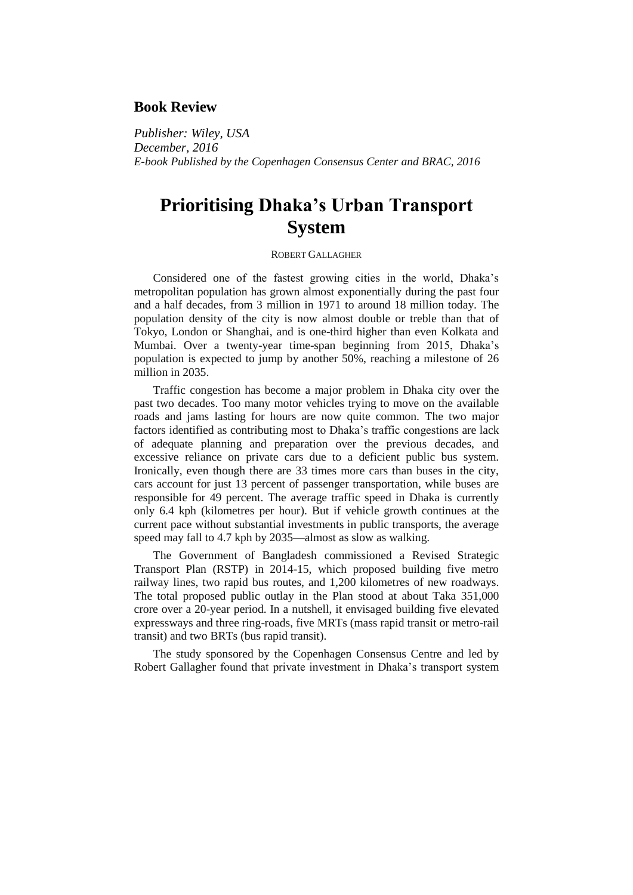## Book Review

*Publisher: Wiley, USA*
*December, 2016*
*E-book Published by the Copenhagen Consensus Center and BRAC, 2016*

# Prioritising Dhaka's Urban Transport System

ROBERT GALLAGHER

Considered one of the fastest growing cities in the world, Dhaka's metropolitan population has grown almost exponentially during the past four and a half decades, from 3 million in 1971 to around 18 million today. The population density of the city is now almost double or treble than that of Tokyo, London or Shanghai, and is one-third higher than even Kolkata and Mumbai. Over a twenty-year time-span beginning from 2015, Dhaka's population is expected to jump by another 50%, reaching a milestone of 26 million in 2035.

Traffic congestion has become a major problem in Dhaka city over the past two decades. Too many motor vehicles trying to move on the available roads and jams lasting for hours are now quite common. The two major factors identified as contributing most to Dhaka's traffic congestions are lack of adequate planning and preparation over the previous decades, and excessive reliance on private cars due to a deficient public bus system. Ironically, even though there are 33 times more cars than buses in the city, cars account for just 13 percent of passenger transportation, while buses are responsible for 49 percent. The average traffic speed in Dhaka is currently only 6.4 kph (kilometres per hour). But if vehicle growth continues at the current pace without substantial investments in public transports, the average speed may fall to 4.7 kph by 2035—almost as slow as walking.

The Government of Bangladesh commissioned a Revised Strategic Transport Plan (RSTP) in 2014-15, which proposed building five metro railway lines, two rapid bus routes, and 1,200 kilometres of new roadways. The total proposed public outlay in the Plan stood at about Taka 351,000 crore over a 20-year period. In a nutshell, it envisaged building five elevated expressways and three ring-roads, five MRTs (mass rapid transit or metro-rail transit) and two BRTs (bus rapid transit).

The study sponsored by the Copenhagen Consensus Centre and led by Robert Gallagher found that private investment in Dhaka's transport system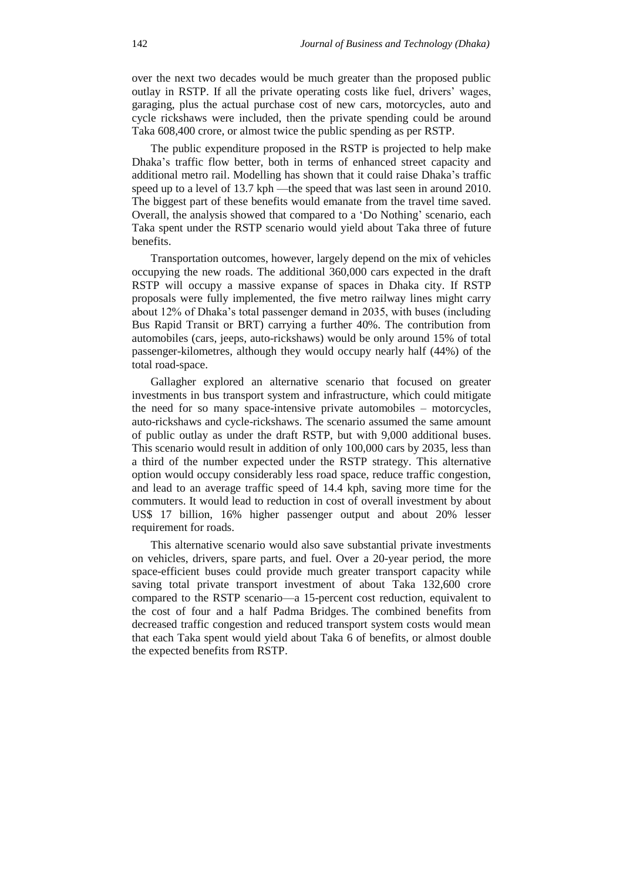over the next two decades would be much greater than the proposed public outlay in RSTP. If all the private operating costs like fuel, drivers' wages, garaging, plus the actual purchase cost of new cars, motorcycles, auto and cycle rickshaws were included, then the private spending could be around Taka 608,400 crore, or almost twice the public spending as per RSTP.

The public expenditure proposed in the RSTP is projected to help make Dhaka's traffic flow better, both in terms of enhanced street capacity and additional metro rail. Modelling has shown that it could raise Dhaka's traffic speed up to a level of 13.7 kph —the speed that was last seen in around 2010. The biggest part of these benefits would emanate from the travel time saved. Overall, the analysis showed that compared to a 'Do Nothing' scenario, each Taka spent under the RSTP scenario would yield about Taka three of future benefits.

Transportation outcomes, however, largely depend on the mix of vehicles occupying the new roads. The additional 360,000 cars expected in the draft RSTP will occupy a massive expanse of spaces in Dhaka city. If RSTP proposals were fully implemented, the five metro railway lines might carry about 12% of Dhaka's total passenger demand in 2035, with buses (including Bus Rapid Transit or BRT) carrying a further 40%. The contribution from automobiles (cars, jeeps, auto-rickshaws) would be only around 15% of total passenger-kilometres, although they would occupy nearly half (44%) of the total road-space.

Gallagher explored an alternative scenario that focused on greater investments in bus transport system and infrastructure, which could mitigate the need for so many space-intensive private automobiles – motorcycles, auto-rickshaws and cycle-rickshaws. The scenario assumed the same amount of public outlay as under the draft RSTP, but with 9,000 additional buses. This scenario would result in addition of only 100,000 cars by 2035, less than a third of the number expected under the RSTP strategy. This alternative option would occupy considerably less road space, reduce traffic congestion, and lead to an average traffic speed of 14.4 kph, saving more time for the commuters. It would lead to reduction in cost of overall investment by about US$ 17 billion, 16% higher passenger output and about 20% lesser requirement for roads.

This alternative scenario would also save substantial private investments on vehicles, drivers, spare parts, and fuel. Over a 20-year period, the more space-efficient buses could provide much greater transport capacity while saving total private transport investment of about Taka 132,600 crore compared to the RSTP scenario—a 15-percent cost reduction, equivalent to the cost of four and a half Padma Bridges. The combined benefits from decreased traffic congestion and reduced transport system costs would mean that each Taka spent would yield about Taka 6 of benefits, or almost double the expected benefits from RSTP.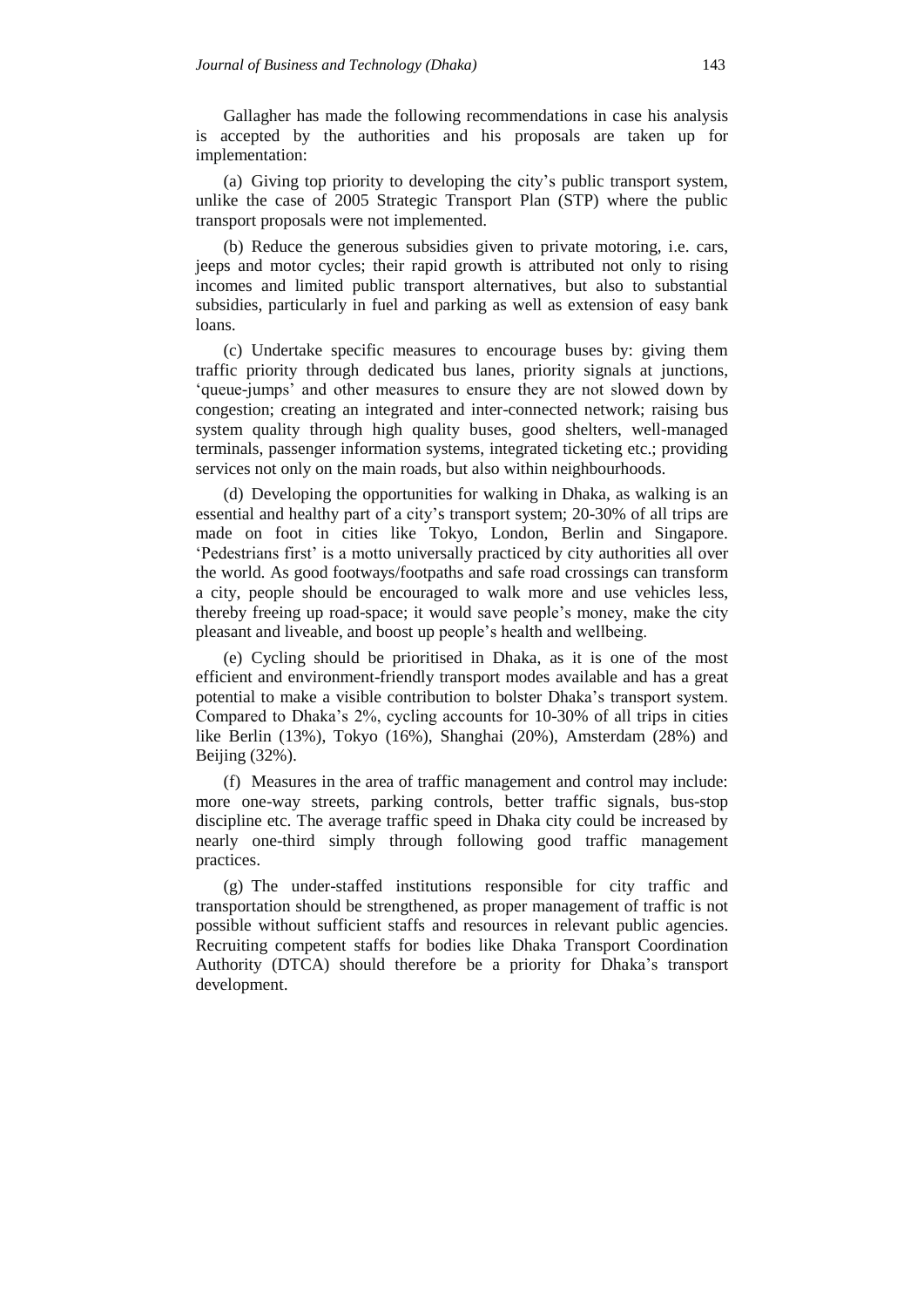Gallagher has made the following recommendations in case his analysis is accepted by the authorities and his proposals are taken up for implementation:

(a) Giving top priority to developing the city's public transport system, unlike the case of 2005 Strategic Transport Plan (STP) where the public transport proposals were not implemented.

(b) Reduce the generous subsidies given to private motoring, i.e. cars, jeeps and motor cycles; their rapid growth is attributed not only to rising incomes and limited public transport alternatives, but also to substantial subsidies, particularly in fuel and parking as well as extension of easy bank loans.

(c) Undertake specific measures to encourage buses by: giving them traffic priority through dedicated bus lanes, priority signals at junctions, 'queue-jumps' and other measures to ensure they are not slowed down by congestion; creating an integrated and inter-connected network; raising bus system quality through high quality buses, good shelters, well-managed terminals, passenger information systems, integrated ticketing etc.; providing services not only on the main roads, but also within neighbourhoods.

(d) Developing the opportunities for walking in Dhaka, as walking is an essential and healthy part of a city's transport system; 20-30% of all trips are made on foot in cities like Tokyo, London, Berlin and Singapore. 'Pedestrians first' is a motto universally practiced by city authorities all over the world. As good footways/footpaths and safe road crossings can transform a city, people should be encouraged to walk more and use vehicles less, thereby freeing up road-space; it would save people's money, make the city pleasant and liveable, and boost up people's health and wellbeing.

(e) Cycling should be prioritised in Dhaka, as it is one of the most efficient and environment-friendly transport modes available and has a great potential to make a visible contribution to bolster Dhaka's transport system. Compared to Dhaka's 2%, cycling accounts for 10-30% of all trips in cities like Berlin (13%), Tokyo (16%), Shanghai (20%), Amsterdam (28%) and Beijing (32%).

(f) Measures in the area of traffic management and control may include: more one-way streets, parking controls, better traffic signals, bus-stop discipline etc. The average traffic speed in Dhaka city could be increased by nearly one-third simply through following good traffic management practices.

(g) The under-staffed institutions responsible for city traffic and transportation should be strengthened, as proper management of traffic is not possible without sufficient staffs and resources in relevant public agencies. Recruiting competent staffs for bodies like Dhaka Transport Coordination Authority (DTCA) should therefore be a priority for Dhaka's transport development.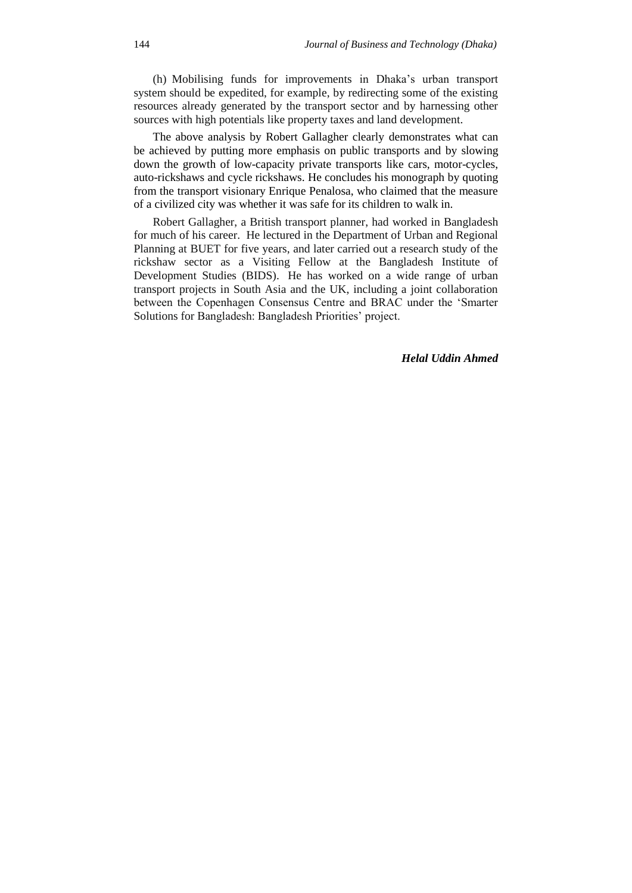(h) Mobilising funds for improvements in Dhaka's urban transport system should be expedited, for example, by redirecting some of the existing resources already generated by the transport sector and by harnessing other sources with high potentials like property taxes and land development.

The above analysis by Robert Gallagher clearly demonstrates what can be achieved by putting more emphasis on public transports and by slowing down the growth of low-capacity private transports like cars, motor-cycles, auto-rickshaws and cycle rickshaws. He concludes his monograph by quoting from the transport visionary Enrique Penalosa, who claimed that the measure of a civilized city was whether it was safe for its children to walk in.

Robert Gallagher, a British transport planner, had worked in Bangladesh for much of his career. He lectured in the Department of Urban and Regional Planning at BUET for five years, and later carried out a research study of the rickshaw sector as a Visiting Fellow at the Bangladesh Institute of Development Studies (BIDS). He has worked on a wide range of urban transport projects in South Asia and the UK, including a joint collaboration between the Copenhagen Consensus Centre and BRAC under the 'Smarter Solutions for Bangladesh: Bangladesh Priorities' project.

***Helal Uddin Ahmed***